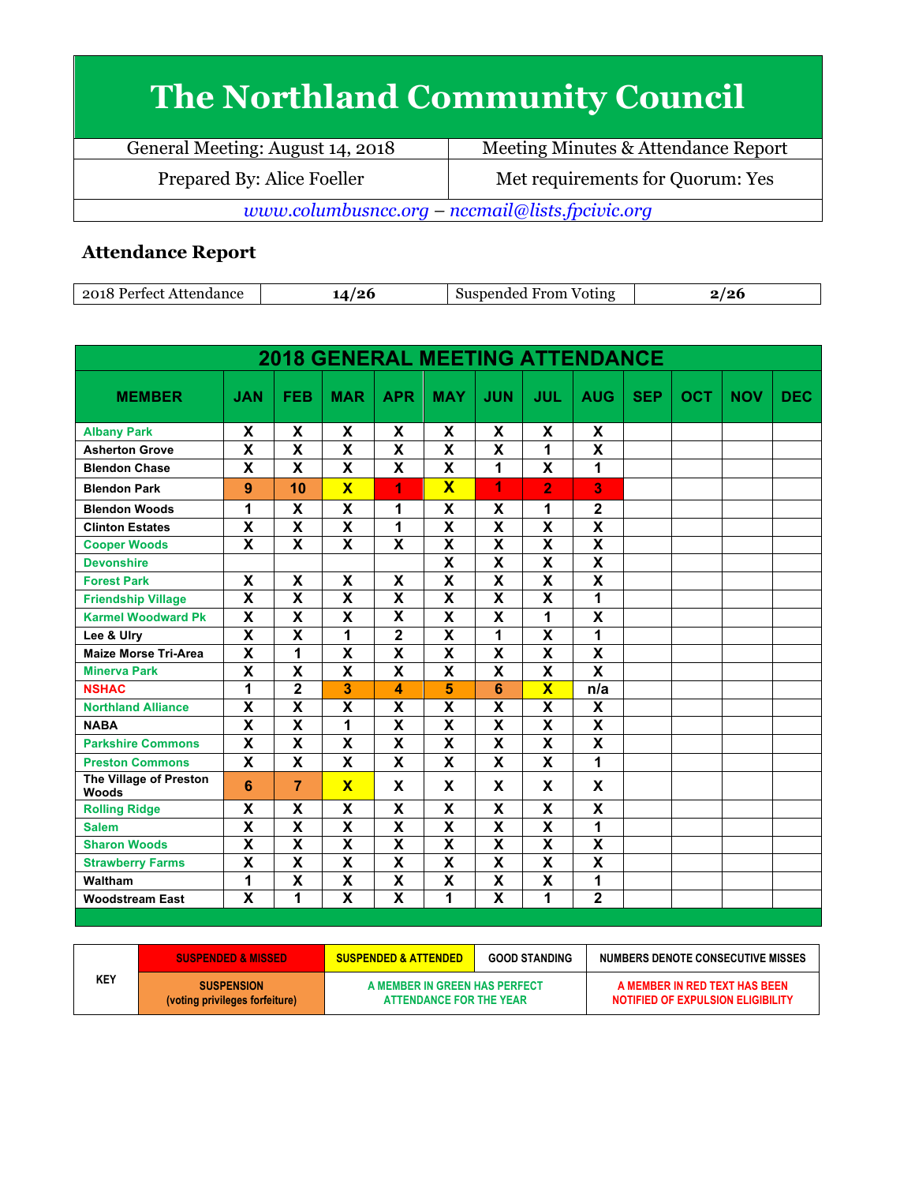# The Northland Community Council

| General Meeting: August 14, 2018 | Meeting Minutes & Attendance Report |
| --- | --- |
| Prepared By: Alice Foeller | Met requirements for Quorum: Yes |

*www.columbusncc.org – nccmail@lists.fpcivic.org*

## Attendance Report

| 2018 Perfect Attendance | 14/26 | Suspended From Voting | 2/26 |
| --- | --- | --- | --- |

**2018 GENERAL MEETING ATTENDANCE**

| MEMBER | JAN | FEB | MAR | APR | MAY | JUN | JUL | AUG | SEP | OCT | NOV | DEC |
| --- | --- | --- | --- | --- | --- | --- | --- | --- | --- | --- | --- | --- |
| Albany Park | X | X | X | X | X | X | X | X | | | | |
| Asherton Grove | X | X | X | X | X | X | 1 | X | | | | |
| Blendon Chase | X | X | X | X | X | 1 | X | 1 | | | | |
| Blendon Park | 9 | 10 | X | 1 | X | 1 | 2 | 3 | | | | |
| Blendon Woods | 1 | X | X | 1 | X | X | 1 | 2 | | | | |
| Clinton Estates | X | X | X | 1 | X | X | X | X | | | | |
| Cooper Woods | X | X | X | X | X | X | X | X | | | | |
| Devonshire | | | | | X | X | X | X | | | | |
| Forest Park | X | X | X | X | X | X | X | X | | | | |
| Friendship Village | X | X | X | X | X | X | X | 1 | | | | |
| Karmel Woodward Pk | X | X | X | X | X | X | 1 | X | | | | |
| Lee & Ulry | X | X | 1 | 2 | X | 1 | X | 1 | | | | |
| Maize Morse Tri-Area | X | 1 | X | X | X | X | X | X | | | | |
| Minerva Park | X | X | X | X | X | X | X | X | | | | |
| NSHAC | 1 | 2 | 3 | 4 | 5 | 6 | X | n/a | | | | |
| Northland Alliance | X | X | X | X | X | X | X | X | | | | |
| NABA | X | X | 1 | X | X | X | X | X | | | | |
| Parkshire Commons | X | X | X | X | X | X | X | X | | | | |
| Preston Commons | X | X | X | X | X | X | X | 1 | | | | |
| The Village of Preston Woods | 6 | 7 | X | X | X | X | X | X | | | | |
| Rolling Ridge | X | X | X | X | X | X | X | X | | | | |
| Salem | X | X | X | X | X | X | X | 1 | | | | |
| Sharon Woods | X | X | X | X | X | X | X | X | | | | |
| Strawberry Farms | X | X | X | X | X | X | X | X | | | | |
| Waltham | 1 | X | X | X | X | X | X | 1 | | | | |
| Woodstream East | X | 1 | X | X | 1 | X | 1 | 2 | | | | |

| KEY | SUSPENDED & MISSED | SUSPENDED & ATTENDED | GOOD STANDING | NUMBERS DENOTE CONSECUTIVE MISSES |
| --- | --- | --- | --- | --- |
| | SUSPENSION (voting privileges forfeiture) | A MEMBER IN GREEN HAS PERFECT ATTENDANCE FOR THE YEAR | | A MEMBER IN RED TEXT HAS BEEN NOTIFIED OF EXPULSION ELIGIBILITY |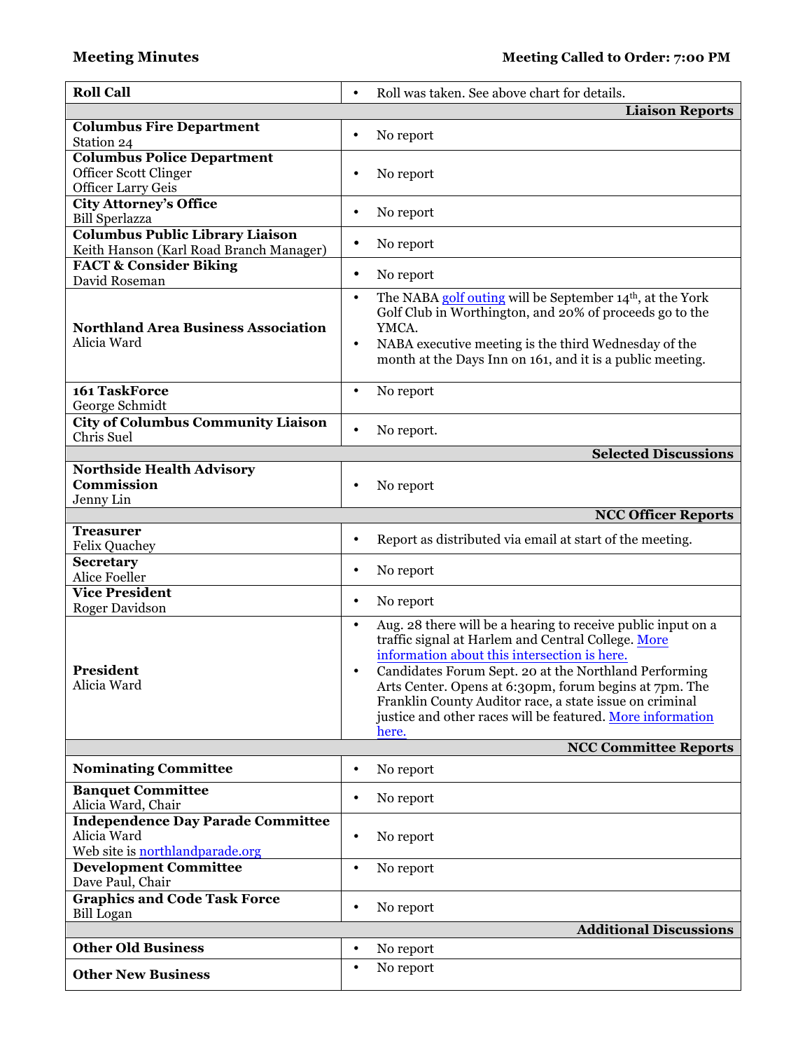**Meeting Minutes** **Meeting Called to Order: 7:00 PM**

| | |
|---|---|
| **Roll Call** | • Roll was taken. See above chart for details. |
| | **Liaison Reports** |
| **Columbus Fire Department**<br>Station 24 | • No report |
| **Columbus Police Department**<br>Officer Scott Clinger<br>Officer Larry Geis | • No report |
| **City Attorney's Office**<br>Bill Sperlazza | • No report |
| **Columbus Public Library Liaison**<br>Keith Hanson (Karl Road Branch Manager) | • No report |
| **FACT & Consider Biking**<br>David Roseman | • No report |
| **Northland Area Business Association**<br>Alicia Ward | • The NABA golf outing will be September 14th, at the York Golf Club in Worthington, and 20% of proceeds go to the YMCA.<br>• NABA executive meeting is the third Wednesday of the month at the Days Inn on 161, and it is a public meeting. |
| **161 TaskForce**<br>George Schmidt | • No report |
| **City of Columbus Community Liaison**<br>Chris Suel | • No report. |
| | **Selected Discussions** |
| **Northside Health Advisory Commission**<br>Jenny Lin | • No report |
| | **NCC Officer Reports** |
| **Treasurer**<br>Felix Quachey | • Report as distributed via email at start of the meeting. |
| **Secretary**<br>Alice Foeller | • No report |
| **Vice President**<br>Roger Davidson | • No report |
| **President**<br>Alicia Ward | • Aug. 28 there will be a hearing to receive public input on a traffic signal at Harlem and Central College. More information about this intersection is here.<br>• Candidates Forum Sept. 20 at the Northland Performing Arts Center. Opens at 6:30pm, forum begins at 7pm. The Franklin County Auditor race, a state issue on criminal justice and other races will be featured. More information here. |
| | **NCC Committee Reports** |
| **Nominating Committee** | • No report |
| **Banquet Committee**<br>Alicia Ward, Chair | • No report |
| **Independence Day Parade Committee**<br>Alicia Ward<br>Web site is northlandparade.org | • No report |
| **Development Committee**<br>Dave Paul, Chair | • No report |
| **Graphics and Code Task Force**<br>Bill Logan | • No report |
| | **Additional Discussions** |
| **Other Old Business** | • No report |
| **Other New Business** | • No report |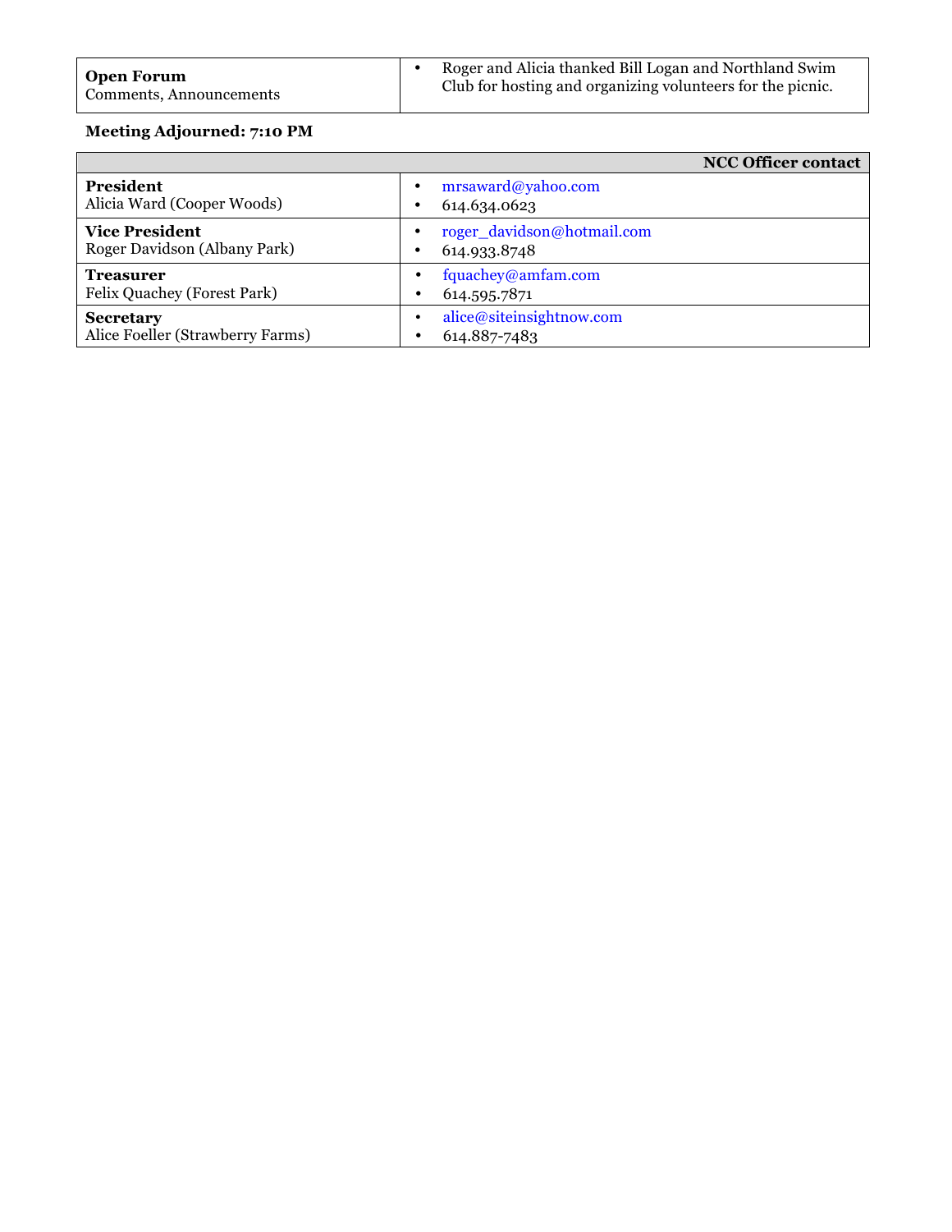| | |
|---|---|
| **Open Forum**<br>Comments, Announcements | • Roger and Alicia thanked Bill Logan and Northland Swim Club for hosting and organizing volunteers for the picnic. |

**Meeting Adjourned: 7:10 PM**

| | **NCC Officer contact** |
|---|---|
| **President**<br>Alicia Ward (Cooper Woods) | • mrsaward@yahoo.com<br>• 614.634.0623 |
| **Vice President**<br>Roger Davidson (Albany Park) | • roger_davidson@hotmail.com<br>• 614.933.8748 |
| **Treasurer**<br>Felix Quachey (Forest Park) | • fquachey@amfam.com<br>• 614.595.7871 |
| **Secretary**<br>Alice Foeller (Strawberry Farms) | • alice@siteinsightnow.com<br>• 614.887-7483 |